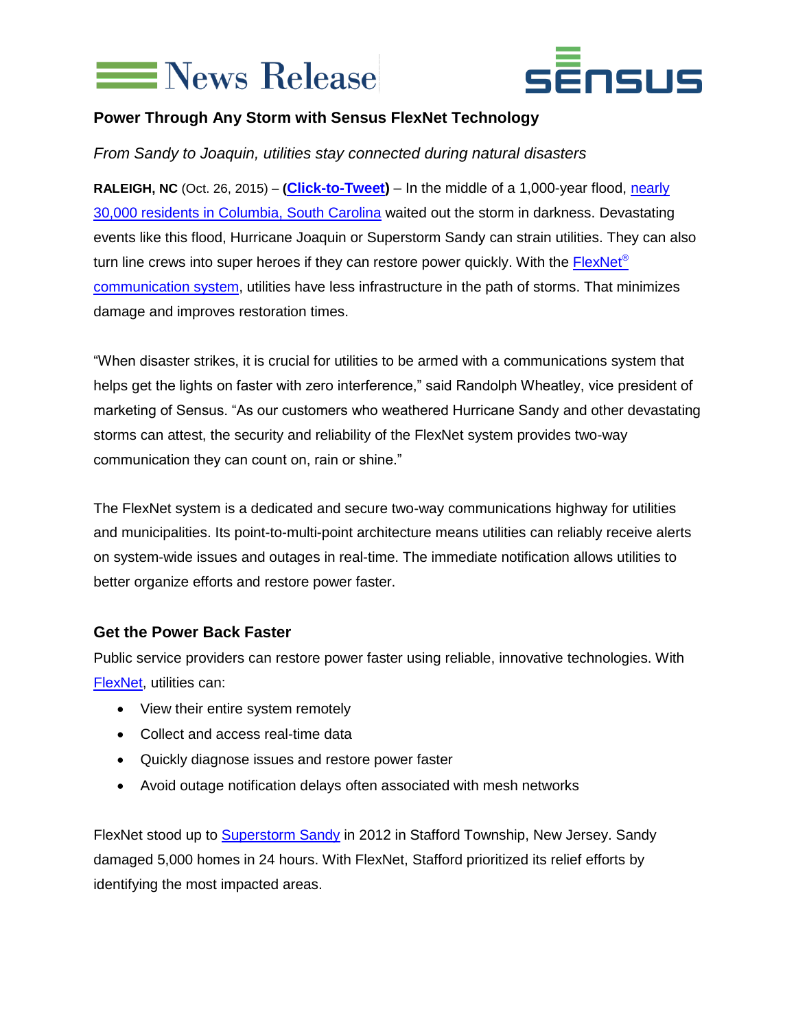News Release

SENSUS

## Power Through Any Storm with Sensus FlexNet Technology

*From Sandy to Joaquin, utilities stay connected during natural disasters*

**RALEIGH, NC** (Oct. 26, 2015) – **(Click-to-Tweet)** – In the middle of a 1,000-year flood, nearly 30,000 residents in Columbia, South Carolina waited out the storm in darkness. Devastating events like this flood, Hurricane Joaquin or Superstorm Sandy can strain utilities. They can also turn line crews into super heroes if they can restore power quickly. With the FlexNet® communication system, utilities have less infrastructure in the path of storms. That minimizes damage and improves restoration times.

"When disaster strikes, it is crucial for utilities to be armed with a communications system that helps get the lights on faster with zero interference," said Randolph Wheatley, vice president of marketing of Sensus. "As our customers who weathered Hurricane Sandy and other devastating storms can attest, the security and reliability of the FlexNet system provides two-way communication they can count on, rain or shine."

The FlexNet system is a dedicated and secure two-way communications highway for utilities and municipalities. Its point-to-multi-point architecture means utilities can reliably receive alerts on system-wide issues and outages in real-time. The immediate notification allows utilities to better organize efforts and restore power faster.

### Get the Power Back Faster

Public service providers can restore power faster using reliable, innovative technologies. With FlexNet, utilities can:

- View their entire system remotely
- Collect and access real-time data
- Quickly diagnose issues and restore power faster
- Avoid outage notification delays often associated with mesh networks

FlexNet stood up to Superstorm Sandy in 2012 in Stafford Township, New Jersey. Sandy damaged 5,000 homes in 24 hours. With FlexNet, Stafford prioritized its relief efforts by identifying the most impacted areas.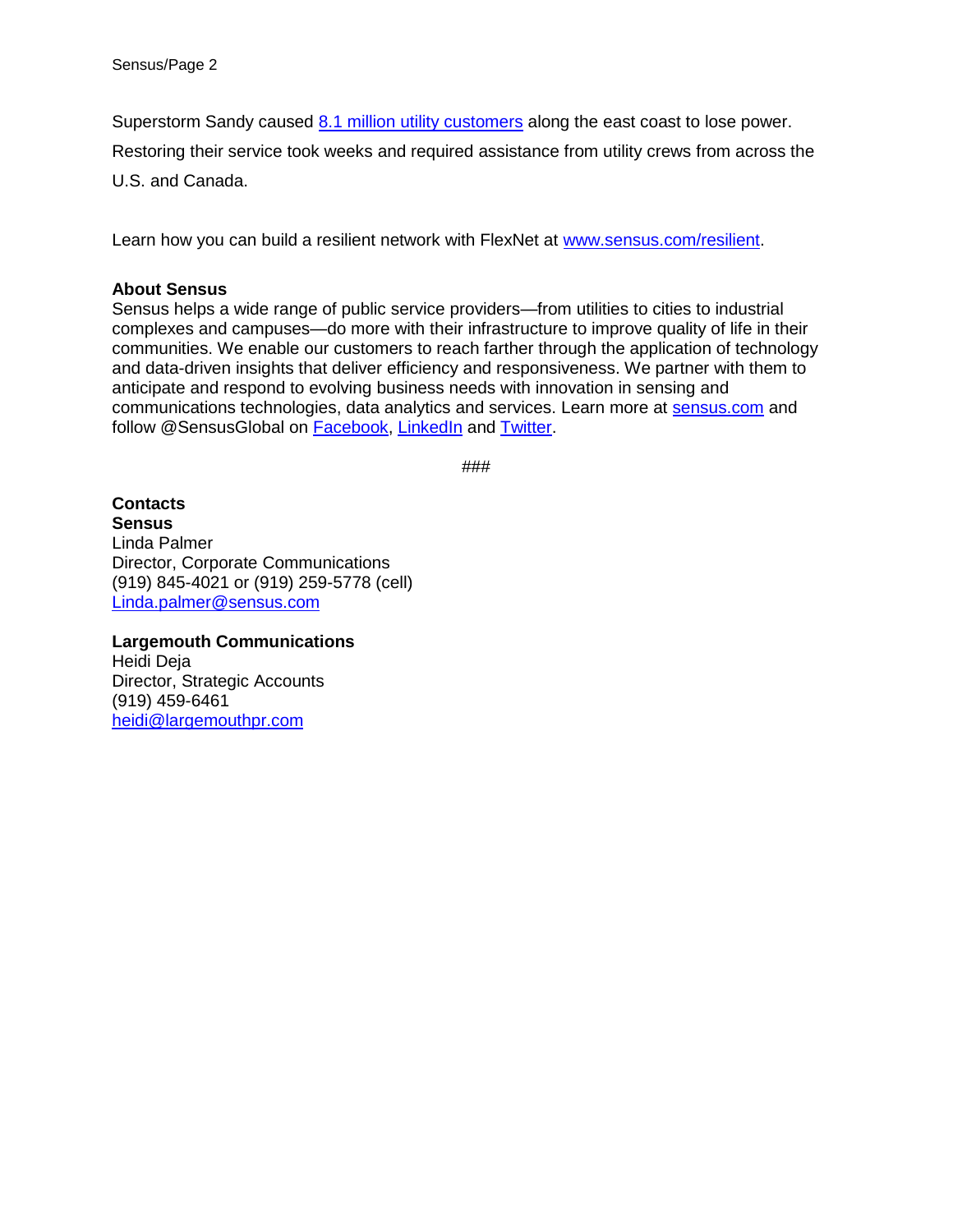Superstorm Sandy caused 8.1 million utility customers along the east coast to lose power. Restoring their service took weeks and required assistance from utility crews from across the U.S. and Canada.

Learn how you can build a resilient network with FlexNet at www.sensus.com/resilient.

**About Sensus**

Sensus helps a wide range of public service providers—from utilities to cities to industrial complexes and campuses—do more with their infrastructure to improve quality of life in their communities. We enable our customers to reach farther through the application of technology and data-driven insights that deliver efficiency and responsiveness. We partner with them to anticipate and respond to evolving business needs with innovation in sensing and communications technologies, data analytics and services. Learn more at sensus.com and follow @SensusGlobal on Facebook, LinkedIn and Twitter.

###

**Contacts**

**Sensus**
Linda Palmer
Director, Corporate Communications
(919) 845-4021 or (919) 259-5778 (cell)
Linda.palmer@sensus.com

**Largemouth Communications**
Heidi Deja
Director, Strategic Accounts
(919) 459-6461
heidi@largemouthpr.com